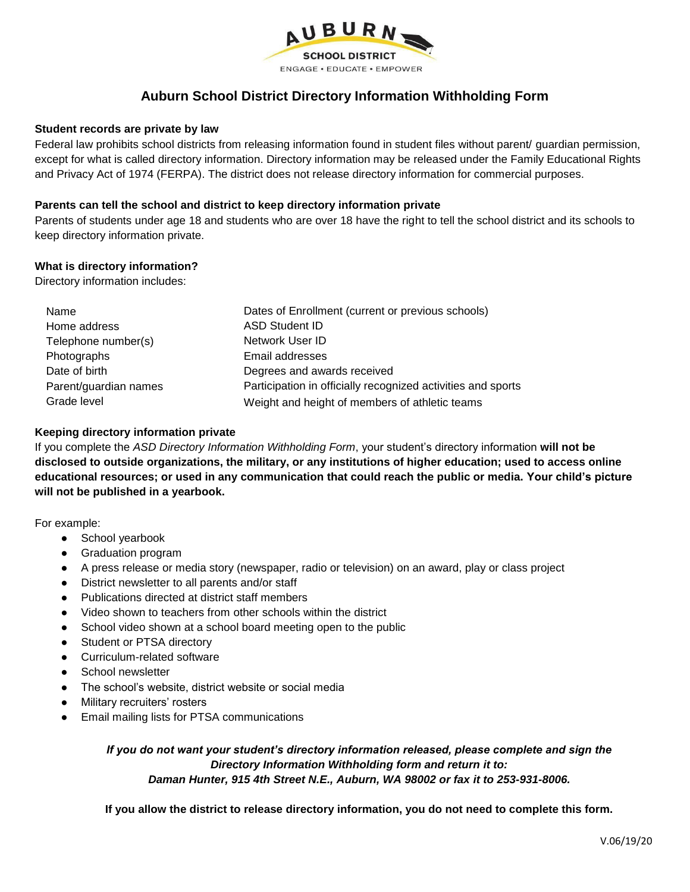AUBURN SCHOOL DISTRICT

ENGAGE • EDUCATE • EMPOWER

# Auburn School District Directory Information Withholding Form

**Student records are private by law**

Federal law prohibits school districts from releasing information found in student files without parent/ guardian permission, except for what is called directory information. Directory information may be released under the Family Educational Rights and Privacy Act of 1974 (FERPA). The district does not release directory information for commercial purposes.

**Parents can tell the school and district to keep directory information private**

Parents of students under age 18 and students who are over 18 have the right to tell the school district and its schools to keep directory information private.

**What is directory information?**

Directory information includes:

- Name
- Home address
- Telephone number(s)
- Photographs
- Date of birth
- Parent/guardian names
- Grade level
- Dates of Enrollment (current or previous schools)
- ASD Student ID
- Network User ID
- Email addresses
- Degrees and awards received
- Participation in officially recognized activities and sports
- Weight and height of members of athletic teams

**Keeping directory information private**

If you complete the *ASD Directory Information Withholding Form*, your student's directory information **will not be disclosed to outside organizations, the military, or any institutions of higher education; used to access online educational resources; or used in any communication that could reach the public or media. Your child's picture will not be published in a yearbook.**

For example:

- School yearbook
- Graduation program
- A press release or media story (newspaper, radio or television) on an award, play or class project
- District newsletter to all parents and/or staff
- Publications directed at district staff members
- Video shown to teachers from other schools within the district
- School video shown at a school board meeting open to the public
- Student or PTSA directory
- Curriculum-related software
- School newsletter
- The school's website, district website or social media
- Military recruiters' rosters
- Email mailing lists for PTSA communications

***If you do not want your student's directory information released, please complete and sign the Directory Information Withholding form and return it to: Daman Hunter, 915 4th Street N.E., Auburn, WA 98002 or fax it to 253-931-8006.***

**If you allow the district to release directory information, you do not need to complete this form.**

V.06/19/20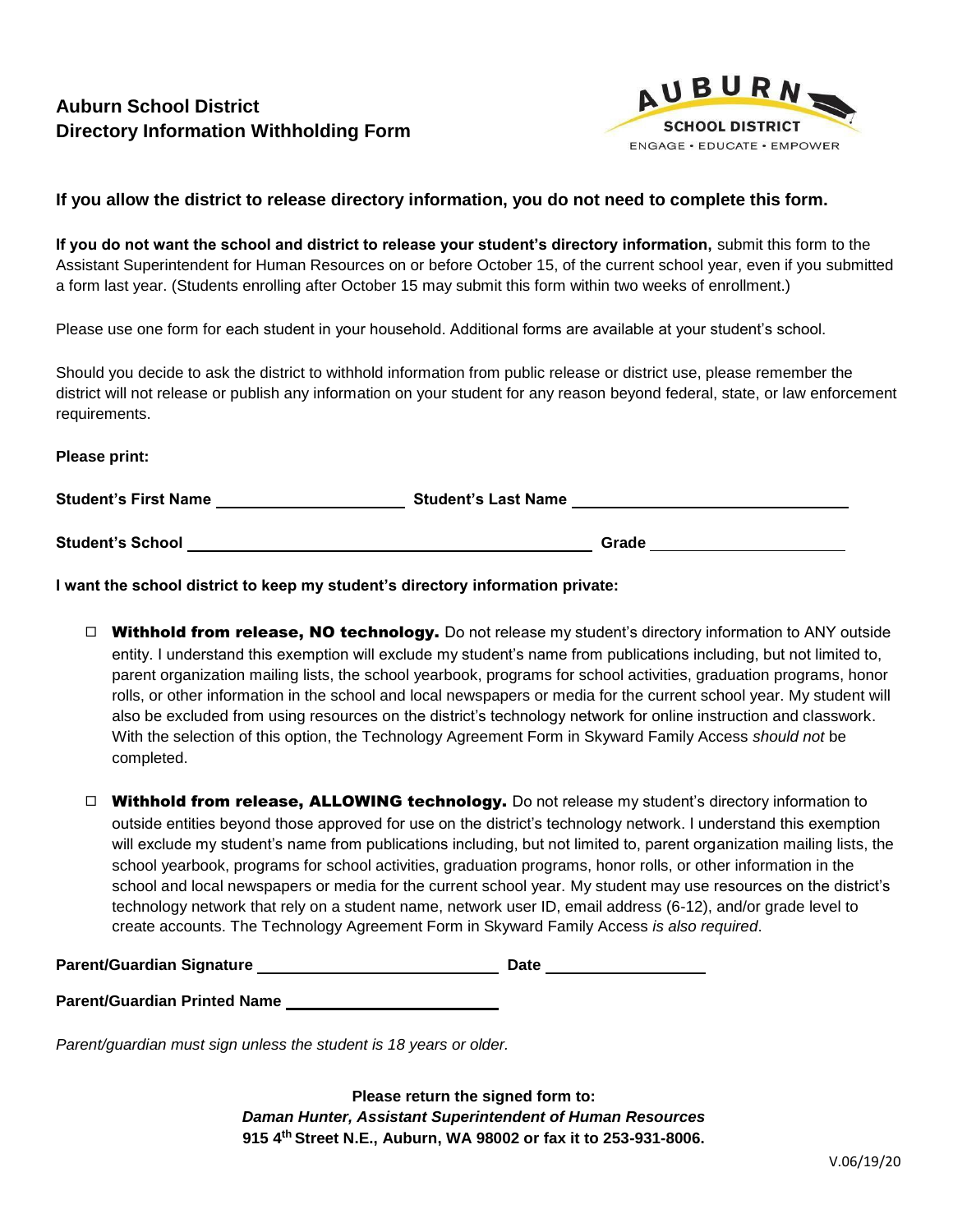# Auburn School District
## Directory Information Withholding Form

**If you allow the district to release directory information, you do not need to complete this form.**

**If you do not want the school and district to release your student's directory information,** submit this form to the Assistant Superintendent for Human Resources on or before October 15, of the current school year, even if you submitted a form last year. (Students enrolling after October 15 may submit this form within two weeks of enrollment.)

Please use one form for each student in your household. Additional forms are available at your student's school.

Should you decide to ask the district to withhold information from public release or district use, please remember the district will not release or publish any information on your student for any reason beyond federal, state, or law enforcement requirements.

**Please print:**

**Student's First Name** ____________________ **Student's Last Name** ____________________________

**Student's School** ____________________________________________ **Grade** ____________________

**I want the school district to keep my student's directory information private:**

- ☐ **Withhold from release, NO technology.** Do not release my student's directory information to ANY outside entity. I understand this exemption will exclude my student's name from publications including, but not limited to, parent organization mailing lists, the school yearbook, programs for school activities, graduation programs, honor rolls, or other information in the school and local newspapers or media for the current school year. My student will also be excluded from using resources on the district's technology network for online instruction and classwork. With the selection of this option, the Technology Agreement Form in Skyward Family Access *should not* be completed.

- ☐ **Withhold from release, ALLOWING technology.** Do not release my student's directory information to outside entities beyond those approved for use on the district's technology network. I understand this exemption will exclude my student's name from publications including, but not limited to, parent organization mailing lists, the school yearbook, programs for school activities, graduation programs, honor rolls, or other information in the school and local newspapers or media for the current school year. My student may use resources on the district's technology network that rely on a student name, network user ID, email address (6-12), and/or grade level to create accounts. The Technology Agreement Form in Skyward Family Access *is also required*.

**Parent/Guardian Signature** __________________________ **Date** _________________

**Parent/Guardian Printed Name** ______________________

*Parent/guardian must sign unless the student is 18 years or older.*

**Please return the signed form to:**
***Daman Hunter, Assistant Superintendent of Human Resources***
**915 4th Street N.E., Auburn, WA 98002 or fax it to 253-931-8006.**

V.06/19/20